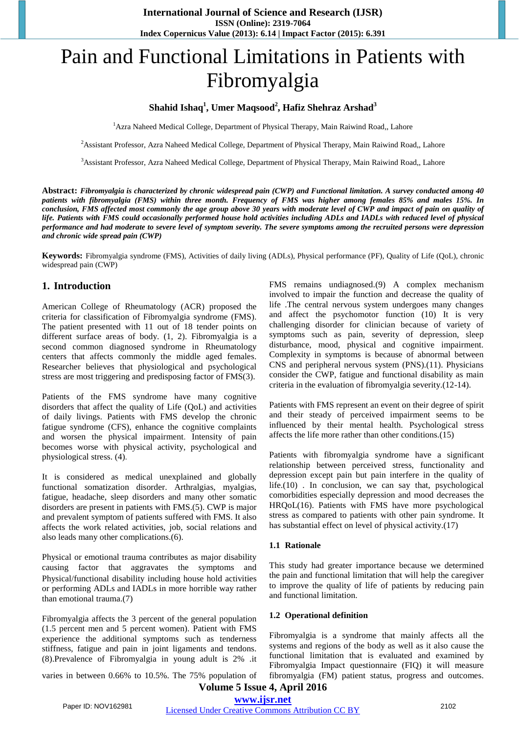# Pain and Functional Limitations in Patients with Fibromyalgia

**Shahid Ishaq[1], Umer Maqsood[2], Hafiz Shehraz Arshad[3]**

[1]Azra Naheed Medical College, Department of Physical Therapy, Main Raiwind Road,, Lahore

[2]Assistant Professor, Azra Naheed Medical College, Department of Physical Therapy, Main Raiwind Road,, Lahore

[3]Assistant Professor, Azra Naheed Medical College, Department of Physical Therapy, Main Raiwind Road,, Lahore

**Abstract:** ***Fibromyalgia is characterized by chronic widespread pain (CWP) and Functional limitation. A survey conducted among 40 patients with fibromyalgia (FMS) within three month. Frequency of FMS was higher among females 85% and males 15%. In conclusion, FMS affected most commonly the age group above 30 years with moderate level of CWP and impact of pain on quality of life. Patients with FMS could occasionally performed house hold activities including ADLs and IADLs with reduced level of physical performance and had moderate to severe level of symptom severity. The severe symptoms among the recruited persons were depression and chronic wide spread pain (CWP)***

**Keywords:** Fibromyalgia syndrome (FMS), Activities of daily living (ADLs), Physical performance (PF), Quality of Life (QoL), chronic widespread pain (CWP)

## 1. Introduction

American College of Rheumatology (ACR) proposed the criteria for classification of Fibromyalgia syndrome (FMS). The patient presented with 11 out of 18 tender points on different surface areas of body. (1, 2). Fibromyalgia is a second common diagnosed syndrome in Rheumatology centers that affects commonly the middle aged females. Researcher believes that physiological and psychological stress are most triggering and predisposing factor of FMS(3).

Patients of the FMS syndrome have many cognitive disorders that affect the quality of Life (QoL) and activities of daily livings. Patients with FMS develop the chronic fatigue syndrome (CFS), enhance the cognitive complaints and worsen the physical impairment. Intensity of pain becomes worse with physical activity, psychological and physiological stress. (4).

It is considered as medical unexplained and globally functional somatization disorder. Arthralgias, myalgias, fatigue, headache, sleep disorders and many other somatic disorders are present in patients with FMS.(5). CWP is major and prevalent symptom of patients suffered with FMS. It also affects the work related activities, job, social relations and also leads many other complications.(6).

Physical or emotional trauma contributes as major disability causing factor that aggravates the symptoms and Physical/functional disability including house hold activities or performing ADLs and IADLs in more horrible way rather than emotional trauma.(7)

Fibromyalgia affects the 3 percent of the general population (1.5 percent men and 5 percent women). Patient with FMS experience the additional symptoms such as tenderness stiffness, fatigue and pain in joint ligaments and tendons. (8).Prevalence of Fibromyalgia in young adult is 2% .it varies in between 0.66% to 10.5%. The 75% population of FMS remains undiagnosed.(9) A complex mechanism involved to impair the function and decrease the quality of life .The central nervous system undergoes many changes and affect the psychomotor function (10) It is very challenging disorder for clinician because of variety of symptoms such as pain, severity of depression, sleep disturbance, mood, physical and cognitive impairment. Complexity in symptoms is because of abnormal between CNS and peripheral nervous system (PNS).(11). Physicians consider the CWP, fatigue and functional disability as main criteria in the evaluation of fibromyalgia severity.(12-14).

Patients with FMS represent an event on their degree of spirit and their steady of perceived impairment seems to be influenced by their mental health. Psychological stress affects the life more rather than other conditions.(15)

Patients with fibromyalgia syndrome have a significant relationship between perceived stress, functionality and depression except pain but pain interfere in the quality of life.(10) . In conclusion, we can say that, psychological comorbidities especially depression and mood decreases the HRQoL(16). Patients with FMS have more psychological stress as compared to patients with other pain syndrome. It has substantial effect on level of physical activity.(17)

### 1.1 Rationale

This study had greater importance because we determined the pain and functional limitation that will help the caregiver to improve the quality of life of patients by reducing pain and functional limitation.

### 1.2 Operational definition

Fibromyalgia is a syndrome that mainly affects all the systems and regions of the body as well as it also cause the functional limitation that is evaluated and examined by Fibromyalgia Impact questionnaire (FIQ) it will measure fibromyalgia (FM) patient status, progress and outcomes.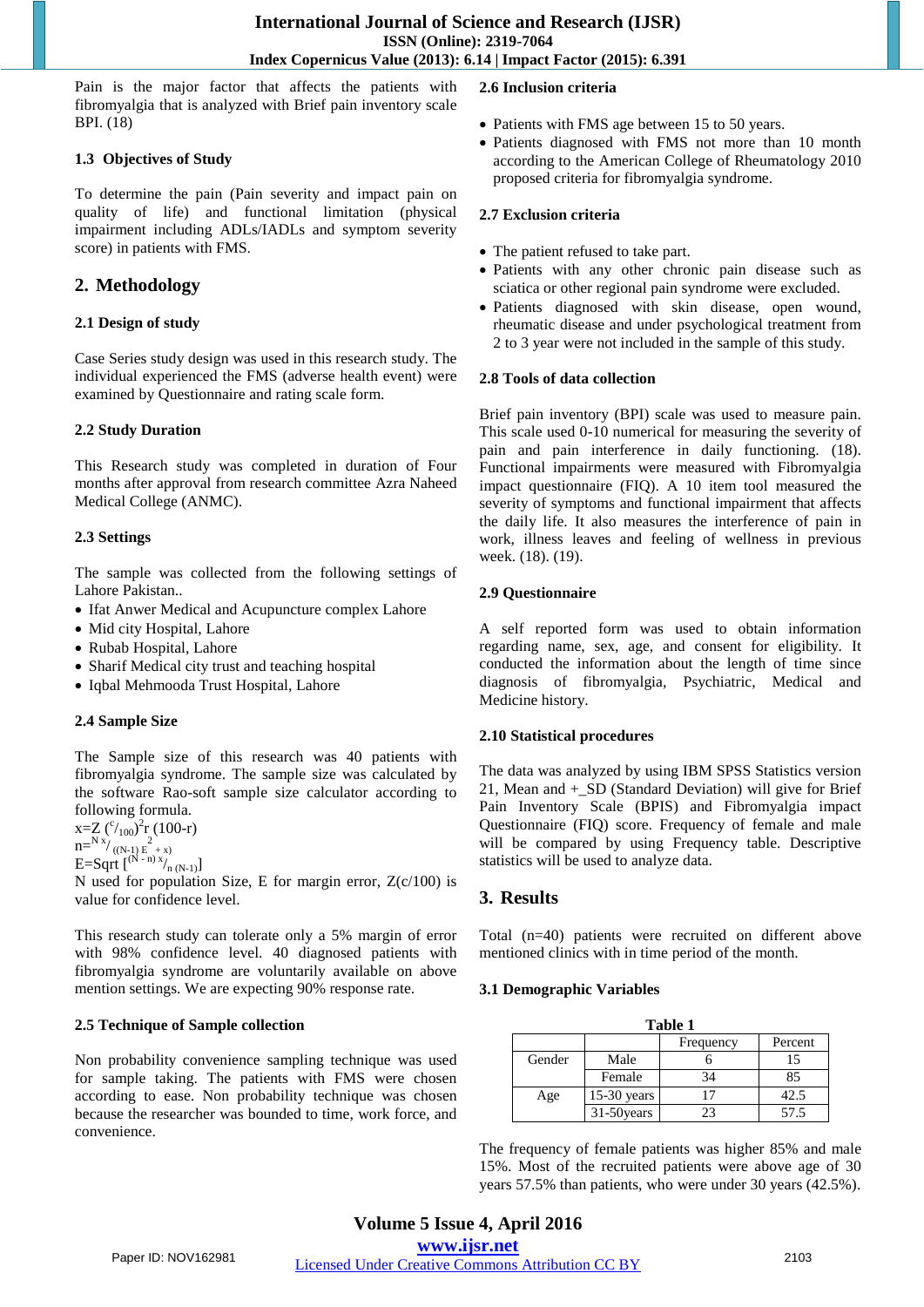Pain is the major factor that affects the patients with fibromyalgia that is analyzed with Brief pain inventory scale BPI. (18)

### 1.3 Objectives of Study

To determine the pain (Pain severity and impact pain on quality of life) and functional limitation (physical impairment including ADLs/IADLs and symptom severity score) in patients with FMS.

## 2. Methodology

### 2.1 Design of study

Case Series study design was used in this research study. The individual experienced the FMS (adverse health event) were examined by Questionnaire and rating scale form.

### 2.2 Study Duration

This Research study was completed in duration of Four months after approval from research committee Azra Naheed Medical College (ANMC).

### 2.3 Settings

The sample was collected from the following settings of Lahore Pakistan..

- Ifat Anwer Medical and Acupuncture complex Lahore
- Mid city Hospital, Lahore
- Rubab Hospital, Lahore
- Sharif Medical city trust and teaching hospital
- Iqbal Mehmooda Trust Hospital, Lahore

### 2.4 Sample Size

The Sample size of this research was 40 patients with fibromyalgia syndrome. The sample size was calculated by the software Rao-soft sample size calculator according to following formula.

$x=Z\,(^{c}/_{100})^{2}r\,(100\text{-}r)$

$n=^{N\,x}/_{((N-1)\,E^{2}+x)}$

$E=\text{Sqrt}\,[^{(N-n)\,x}/_{n\,(N-1)}]$

N used for population Size, E for margin error, Z(c/100) is value for confidence level.

This research study can tolerate only a 5% margin of error with 98% confidence level. 40 diagnosed patients with fibromyalgia syndrome are voluntarily available on above mention settings. We are expecting 90% response rate.

### 2.5 Technique of Sample collection

Non probability convenience sampling technique was used for sample taking. The patients with FMS were chosen according to ease. Non probability technique was chosen because the researcher was bounded to time, work force, and convenience.

### 2.6 Inclusion criteria

- Patients with FMS age between 15 to 50 years.
- Patients diagnosed with FMS not more than 10 month according to the American College of Rheumatology 2010 proposed criteria for fibromyalgia syndrome.

### 2.7 Exclusion criteria

- The patient refused to take part.
- Patients with any other chronic pain disease such as sciatica or other regional pain syndrome were excluded.
- Patients diagnosed with skin disease, open wound, rheumatic disease and under psychological treatment from 2 to 3 year were not included in the sample of this study.

### 2.8 Tools of data collection

Brief pain inventory (BPI) scale was used to measure pain. This scale used 0-10 numerical for measuring the severity of pain and pain interference in daily functioning. (18). Functional impairments were measured with Fibromyalgia impact questionnaire (FIQ). A 10 item tool measured the severity of symptoms and functional impairment that affects the daily life. It also measures the interference of pain in work, illness leaves and feeling of wellness in previous week. (18). (19).

### 2.9 Questionnaire

A self reported form was used to obtain information regarding name, sex, age, and consent for eligibility. It conducted the information about the length of time since diagnosis of fibromyalgia, Psychiatric, Medical and Medicine history.

### 2.10 Statistical procedures

The data was analyzed by using IBM SPSS Statistics version 21, Mean and +_SD (Standard Deviation) will give for Brief Pain Inventory Scale (BPIS) and Fibromyalgia impact Questionnaire (FIQ) score. Frequency of female and male will be compared by using Frequency table. Descriptive statistics will be used to analyze data.

## 3. Results

Total (n=40) patients were recruited on different above mentioned clinics with in time period of the month.

### 3.1 Demographic Variables

**Table 1**

| | | Frequency | Percent |
|---|---|---|---|
| Gender | Male | 6 | 15 |
| | Female | 34 | 85 |
| Age | 15-30 years | 17 | 42.5 |
| | 31-50years | 23 | 57.5 |

The frequency of female patients was higher 85% and male 15%. Most of the recruited patients were above age of 30 years 57.5% than patients, who were under 30 years (42.5%).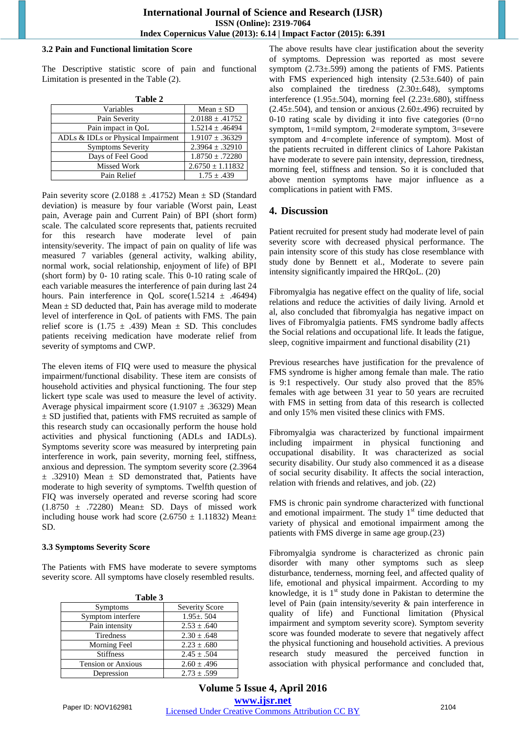### 3.2 Pain and Functional limitation Score

The Descriptive statistic score of pain and functional Limitation is presented in the Table (2).

**Table 2**

| Variables | Mean ± SD |
|---|---|
| Pain Severity | 2.0188 ± .41752 |
| Pain impact in QoL | 1.5214 ± .46494 |
| ADLs & IDLs or Physical Impairment | 1.9107 ± .36329 |
| Symptoms Severity | 2.3964 ± .32910 |
| Days of Feel Good | 1.8750 ± .72280 |
| Missed Work | 2.6750 ± 1.11832 |
| Pain Relief | 1.75 ± .439 |

Pain severity score (2.0188 ± .41752) Mean ± SD (Standard deviation) is measure by four variable (Worst pain, Least pain, Average pain and Current Pain) of BPI (short form) scale. The calculated score represents that, patients recruited for this research have moderate level of pain intensity/severity. The impact of pain on quality of life was measured 7 variables (general activity, walking ability, normal work, social relationship, enjoyment of life) of BPI (short form) by 0- 10 rating scale. This 0-10 rating scale of each variable measures the interference of pain during last 24 hours. Pain interference in QoL score(1.5214 ± .46494) Mean ± SD deducted that, Pain has average mild to moderate level of interference in QoL of patients with FMS. The pain relief score is (1.75 ± .439) Mean ± SD. This concludes patients receiving medication have moderate relief from severity of symptoms and CWP.

The eleven items of FIQ were used to measure the physical impairment/functional disability. These item are consists of household activities and physical functioning. The four step lickert type scale was used to measure the level of activity. Average physical impairment score (1.9107 ± .36329) Mean ± SD justified that, patients with FMS recruited as sample of this research study can occasionally perform the house hold activities and physical functioning (ADLs and IADLs). Symptoms severity score was measured by interpreting pain interference in work, pain severity, morning feel, stiffness, anxious and depression. The symptom severity score (2.3964 ± .32910) Mean ± SD demonstrated that, Patients have moderate to high severity of symptoms. Twelfth question of FIQ was inversely operated and reverse scoring had score (1.8750 ± .72280) Mean± SD. Days of missed work including house work had score (2.6750 ± 1.11832) Mean± SD.

### 3.3 Symptoms Severity Score

The Patients with FMS have moderate to severe symptoms severity score. All symptoms have closely resembled results.

**Table 3**

| Symptoms | Severity Score |
|---|---|
| Symptom interfere | 1.95± .504 |
| Pain intensity | 2.53 ± .640 |
| Tiredness | 2.30 ± .648 |
| Morning Feel | 2.23 ± .680 |
| Stiffness | 2.45 ± .504 |
| Tension or Anxious | 2.60 ± .496 |
| Depression | 2.73 ± .599 |

The above results have clear justification about the severity of symptoms. Depression was reported as most severe symptom (2.73±.599) among the patients of FMS. Patients with FMS experienced high intensity (2.53±.640) of pain also complained the tiredness (2.30±.648), symptoms interference (1.95±.504), morning feel (2.23±.680), stiffness (2.45±.504), and tension or anxious (2.60±.496) recruited by 0-10 rating scale by dividing it into five categories (0=no symptom, 1=mild symptom, 2=moderate symptom, 3=severe symptom and 4=complete inference of symptom). Most of the patients recruited in different clinics of Lahore Pakistan have moderate to severe pain intensity, depression, tiredness, morning feel, stiffness and tension. So it is concluded that above mention symptoms have major influence as a complications in patient with FMS.

## 4. Discussion

Patient recruited for present study had moderate level of pain severity score with decreased physical performance. The pain intensity score of this study has close resemblance with study done by Bennett et al., Moderate to severe pain intensity significantly impaired the HRQoL. (20)

Fibromyalgia has negative effect on the quality of life, social relations and reduce the activities of daily living. Arnold et al, also concluded that fibromyalgia has negative impact on lives of Fibromyalgia patients. FMS syndrome badly affects the Social relations and occupational life. It leads the fatigue, sleep, cognitive impairment and functional disability (21)

Previous researches have justification for the prevalence of FMS syndrome is higher among female than male. The ratio is 9:1 respectively. Our study also proved that the 85% females with age between 31 year to 50 years are recruited with FMS in setting from data of this research is collected and only 15% men visited these clinics with FMS.

Fibromyalgia was characterized by functional impairment including impairment in physical functioning and occupational disability. It was characterized as social security disability. Our study also commenced it as a disease of social security disability. It affects the social interaction, relation with friends and relatives, and job. (22)

FMS is chronic pain syndrome characterized with functional and emotional impairment. The study 1st time deducted that variety of physical and emotional impairment among the patients with FMS diverge in same age group.(23)

Fibromyalgia syndrome is characterized as chronic pain disorder with many other symptoms such as sleep disturbance, tenderness, morning feel, and affected quality of life, emotional and physical impairment. According to my knowledge, it is 1st study done in Pakistan to determine the level of Pain (pain intensity/severity & pain interference in quality of life) and Functional limitation (Physical impairment and symptom severity score). Symptom severity score was founded moderate to severe that negatively affect the physical functioning and household activities. A previous research study measured the perceived function in association with physical performance and concluded that,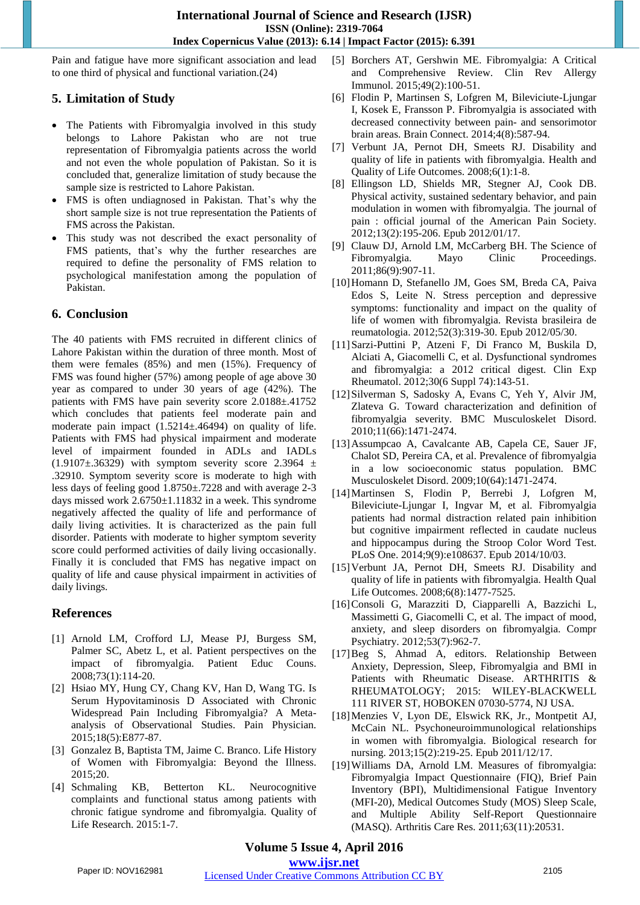Pain and fatigue have more significant association and lead to one third of physical and functional variation.(24)

## 5. Limitation of Study

- The Patients with Fibromyalgia involved in this study belongs to Lahore Pakistan who are not true representation of Fibromyalgia patients across the world and not even the whole population of Pakistan. So it is concluded that, generalize limitation of study because the sample size is restricted to Lahore Pakistan.
- FMS is often undiagnosed in Pakistan. That's why the short sample size is not true representation the Patients of FMS across the Pakistan.
- This study was not described the exact personality of FMS patients, that's why the further researches are required to define the personality of FMS relation to psychological manifestation among the population of Pakistan.

## 6. Conclusion

The 40 patients with FMS recruited in different clinics of Lahore Pakistan within the duration of three month. Most of them were females (85%) and men (15%). Frequency of FMS was found higher (57%) among people of age above 30 year as compared to under 30 years of age (42%). The patients with FMS have pain severity score 2.0188±.41752 which concludes that patients feel moderate pain and moderate pain impact (1.5214±.46494) on quality of life. Patients with FMS had physical impairment and moderate level of impairment founded in ADLs and IADLs (1.9107±.36329) with symptom severity score 2.3964 ± .32910. Symptom severity score is moderate to high with less days of feeling good 1.8750±.7228 and with average 2-3 days missed work 2.6750±1.11832 in a week. This syndrome negatively affected the quality of life and performance of daily living activities. It is characterized as the pain full disorder. Patients with moderate to higher symptom severity score could performed activities of daily living occasionally. Finally it is concluded that FMS has negative impact on quality of life and cause physical impairment in activities of daily livings.

## References

[1] Arnold LM, Crofford LJ, Mease PJ, Burgess SM, Palmer SC, Abetz L, et al. Patient perspectives on the impact of fibromyalgia. Patient Educ Couns. 2008;73(1):114-20.

[2] Hsiao MY, Hung CY, Chang KV, Han D, Wang TG. Is Serum Hypovitaminosis D Associated with Chronic Widespread Pain Including Fibromyalgia? A Meta-analysis of Observational Studies. Pain Physician. 2015;18(5):E877-87.

[3] Gonzalez B, Baptista TM, Jaime C. Branco. Life History of Women with Fibromyalgia: Beyond the Illness. 2015;20.

[4] Schmaling KB, Betterton KL. Neurocognitive complaints and functional status among patients with chronic fatigue syndrome and fibromyalgia. Quality of Life Research. 2015:1-7.

[5] Borchers AT, Gershwin ME. Fibromyalgia: A Critical and Comprehensive Review. Clin Rev Allergy Immunol. 2015;49(2):100-51.

[6] Flodin P, Martinsen S, Lofgren M, Bileviciute-Ljungar I, Kosek E, Fransson P. Fibromyalgia is associated with decreased connectivity between pain- and sensorimotor brain areas. Brain Connect. 2014;4(8):587-94.

[7] Verbunt JA, Pernot DH, Smeets RJ. Disability and quality of life in patients with fibromyalgia. Health and Quality of Life Outcomes. 2008;6(1):1-8.

[8] Ellingson LD, Shields MR, Stegner AJ, Cook DB. Physical activity, sustained sedentary behavior, and pain modulation in women with fibromyalgia. The journal of pain : official journal of the American Pain Society. 2012;13(2):195-206. Epub 2012/01/17.

[9] Clauw DJ, Arnold LM, McCarberg BH. The Science of Fibromyalgia. Mayo Clinic Proceedings. 2011;86(9):907-11.

[10] Homann D, Stefanello JM, Goes SM, Breda CA, Paiva Edos S, Leite N. Stress perception and depressive symptoms: functionality and impact on the quality of life of women with fibromyalgia. Revista brasileira de reumatologia. 2012;52(3):319-30. Epub 2012/05/30.

[11] Sarzi-Puttini P, Atzeni F, Di Franco M, Buskila D, Alciati A, Giacomelli C, et al. Dysfunctional syndromes and fibromyalgia: a 2012 critical digest. Clin Exp Rheumatol. 2012;30(6 Suppl 74):143-51.

[12] Silverman S, Sadosky A, Evans C, Yeh Y, Alvir JM, Zlateva G. Toward characterization and definition of fibromyalgia severity. BMC Musculoskelet Disord. 2010;11(66):1471-2474.

[13] Assumpcao A, Cavalcante AB, Capela CE, Sauer JF, Chalot SD, Pereira CA, et al. Prevalence of fibromyalgia in a low socioeconomic status population. BMC Musculoskelet Disord. 2009;10(64):1471-2474.

[14] Martinsen S, Flodin P, Berrebi J, Lofgren M, Bileviciute-Ljungar I, Ingvar M, et al. Fibromyalgia patients had normal distraction related pain inhibition but cognitive impairment reflected in caudate nucleus and hippocampus during the Stroop Color Word Test. PLoS One. 2014;9(9):e108637. Epub 2014/10/03.

[15] Verbunt JA, Pernot DH, Smeets RJ. Disability and quality of life in patients with fibromyalgia. Health Qual Life Outcomes. 2008;6(8):1477-7525.

[16] Consoli G, Marazziti D, Ciapparelli A, Bazzichi L, Massimetti G, Giacomelli C, et al. The impact of mood, anxiety, and sleep disorders on fibromyalgia. Compr Psychiatry. 2012;53(7):962-7.

[17] Beg S, Ahmad A, editors. Relationship Between Anxiety, Depression, Sleep, Fibromyalgia and BMI in Patients with Rheumatic Disease. ARTHRITIS & RHEUMATOLOGY; 2015: WILEY-BLACKWELL 111 RIVER ST, HOBOKEN 07030-5774, NJ USA.

[18] Menzies V, Lyon DE, Elswick RK, Jr., Montpetit AJ, McCain NL. Psychoneuroimmunological relationships in women with fibromyalgia. Biological research for nursing. 2013;15(2):219-25. Epub 2011/12/17.

[19] Williams DA, Arnold LM. Measures of fibromyalgia: Fibromyalgia Impact Questionnaire (FIQ), Brief Pain Inventory (BPI), Multidimensional Fatigue Inventory (MFI-20), Medical Outcomes Study (MOS) Sleep Scale, and Multiple Ability Self-Report Questionnaire (MASQ). Arthritis Care Res. 2011;63(11):20531.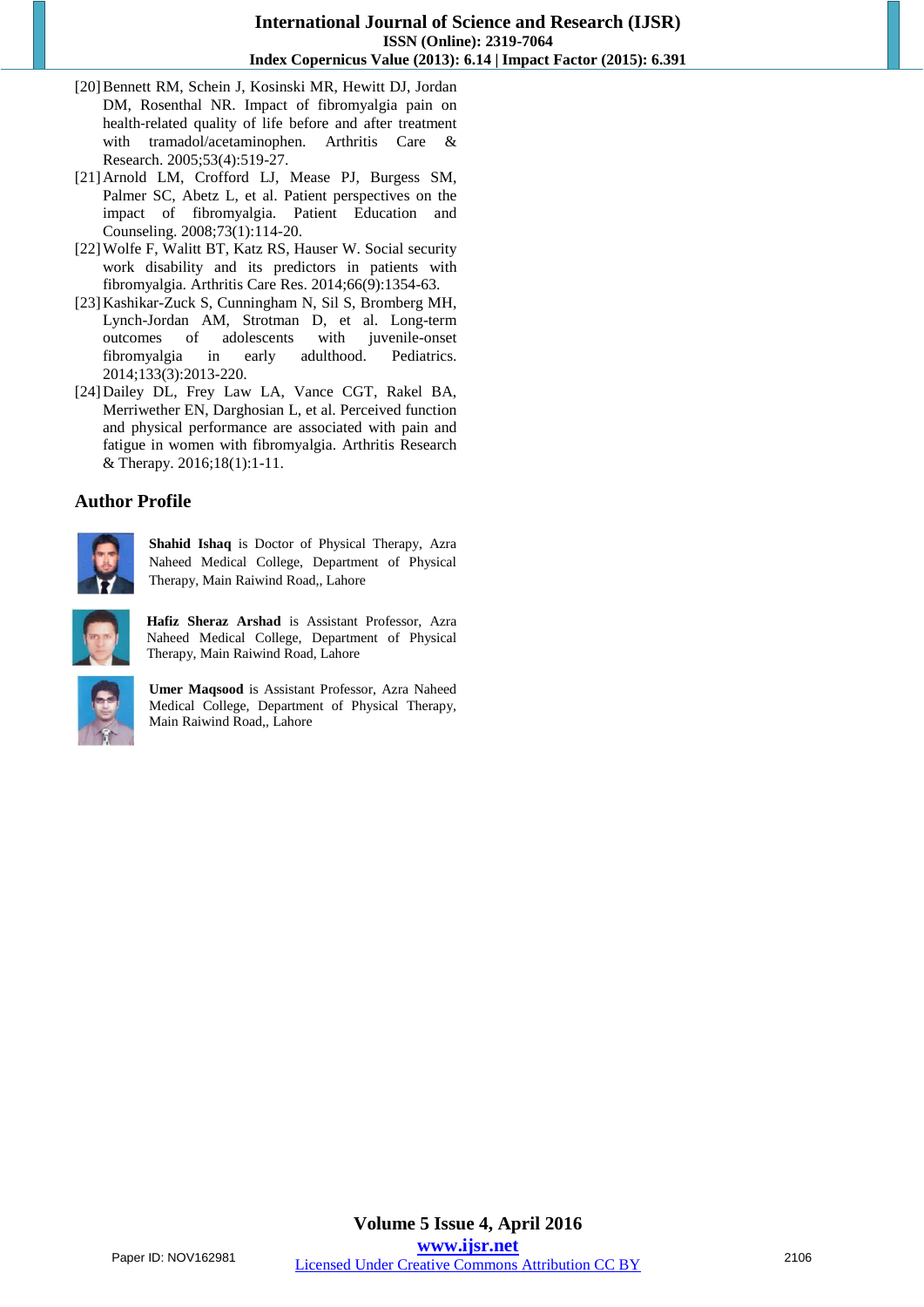[20] Bennett RM, Schein J, Kosinski MR, Hewitt DJ, Jordan DM, Rosenthal NR. Impact of fibromyalgia pain on health-related quality of life before and after treatment with tramadol/acetaminophen. Arthritis Care & Research. 2005;53(4):519-27.

[21] Arnold LM, Crofford LJ, Mease PJ, Burgess SM, Palmer SC, Abetz L, et al. Patient perspectives on the impact of fibromyalgia. Patient Education and Counseling. 2008;73(1):114-20.

[22] Wolfe F, Walitt BT, Katz RS, Hauser W. Social security work disability and its predictors in patients with fibromyalgia. Arthritis Care Res. 2014;66(9):1354-63.

[23] Kashikar-Zuck S, Cunningham N, Sil S, Bromberg MH, Lynch-Jordan AM, Strotman D, et al. Long-term outcomes of adolescents with juvenile-onset fibromyalgia in early adulthood. Pediatrics. 2014;133(3):2013-220.

[24] Dailey DL, Frey Law LA, Vance CGT, Rakel BA, Merriwether EN, Darghosian L, et al. Perceived function and physical performance are associated with pain and fatigue in women with fibromyalgia. Arthritis Research & Therapy. 2016;18(1):1-11.

## Author Profile

**Shahid Ishaq** is Doctor of Physical Therapy, Azra Naheed Medical College, Department of Physical Therapy, Main Raiwind Road,, Lahore

**Hafiz Sheraz Arshad** is Assistant Professor, Azra Naheed Medical College, Department of Physical Therapy, Main Raiwind Road, Lahore

**Umer Maqsood** is Assistant Professor, Azra Naheed Medical College, Department of Physical Therapy, Main Raiwind Road,, Lahore